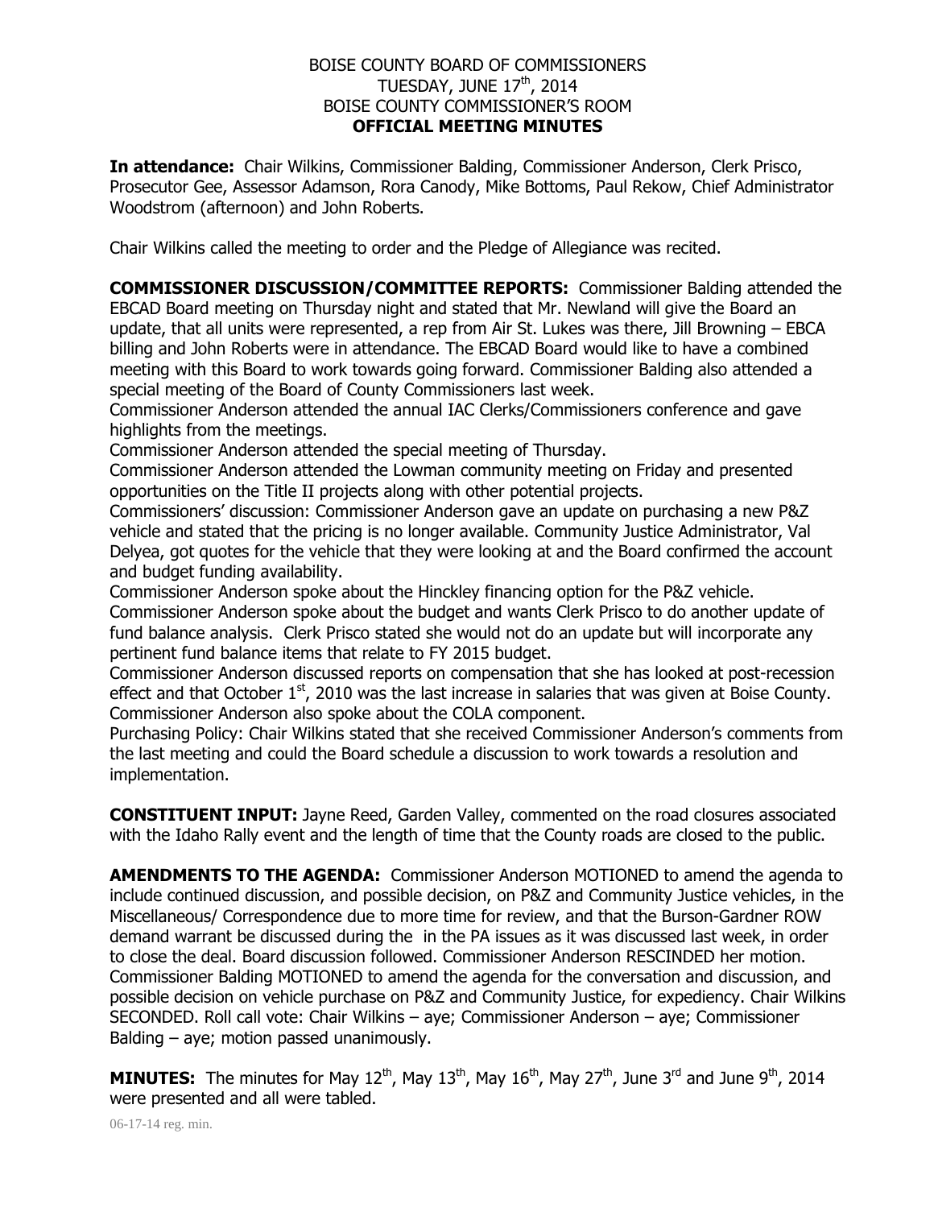# BOISE COUNTY BOARD OF COMMISSIONERS
## TUESDAY, JUNE 17th, 2014
## BOISE COUNTY COMMISSIONER'S ROOM
## OFFICIAL MEETING MINUTES

**In attendance:** Chair Wilkins, Commissioner Balding, Commissioner Anderson, Clerk Prisco, Prosecutor Gee, Assessor Adamson, Rora Canody, Mike Bottoms, Paul Rekow, Chief Administrator Woodstrom (afternoon) and John Roberts.

Chair Wilkins called the meeting to order and the Pledge of Allegiance was recited.

**COMMISSIONER DISCUSSION/COMMITTEE REPORTS:** Commissioner Balding attended the EBCAD Board meeting on Thursday night and stated that Mr. Newland will give the Board an update, that all units were represented, a rep from Air St. Lukes was there, Jill Browning – EBCA billing and John Roberts were in attendance. The EBCAD Board would like to have a combined meeting with this Board to work towards going forward. Commissioner Balding also attended a special meeting of the Board of County Commissioners last week.

Commissioner Anderson attended the annual IAC Clerks/Commissioners conference and gave highlights from the meetings.

Commissioner Anderson attended the special meeting of Thursday.

Commissioner Anderson attended the Lowman community meeting on Friday and presented opportunities on the Title II projects along with other potential projects.

Commissioners' discussion: Commissioner Anderson gave an update on purchasing a new P&Z vehicle and stated that the pricing is no longer available. Community Justice Administrator, Val Delyea, got quotes for the vehicle that they were looking at and the Board confirmed the account and budget funding availability.

Commissioner Anderson spoke about the Hinckley financing option for the P&Z vehicle.

Commissioner Anderson spoke about the budget and wants Clerk Prisco to do another update of fund balance analysis. Clerk Prisco stated she would not do an update but will incorporate any pertinent fund balance items that relate to FY 2015 budget.

Commissioner Anderson discussed reports on compensation that she has looked at post-recession effect and that October 1st, 2010 was the last increase in salaries that was given at Boise County. Commissioner Anderson also spoke about the COLA component.

Purchasing Policy: Chair Wilkins stated that she received Commissioner Anderson's comments from the last meeting and could the Board schedule a discussion to work towards a resolution and implementation.

**CONSTITUENT INPUT:** Jayne Reed, Garden Valley, commented on the road closures associated with the Idaho Rally event and the length of time that the County roads are closed to the public.

**AMENDMENTS TO THE AGENDA:** Commissioner Anderson MOTIONED to amend the agenda to include continued discussion, and possible decision, on P&Z and Community Justice vehicles, in the Miscellaneous/ Correspondence due to more time for review, and that the Burson-Gardner ROW demand warrant be discussed during the in the PA issues as it was discussed last week, in order to close the deal. Board discussion followed. Commissioner Anderson RESCINDED her motion. Commissioner Balding MOTIONED to amend the agenda for the conversation and discussion, and possible decision on vehicle purchase on P&Z and Community Justice, for expediency. Chair Wilkins SECONDED. Roll call vote: Chair Wilkins – aye; Commissioner Anderson – aye; Commissioner Balding – aye; motion passed unanimously.

**MINUTES:** The minutes for May 12th, May 13th, May 16th, May 27th, June 3rd and June 9th, 2014 were presented and all were tabled.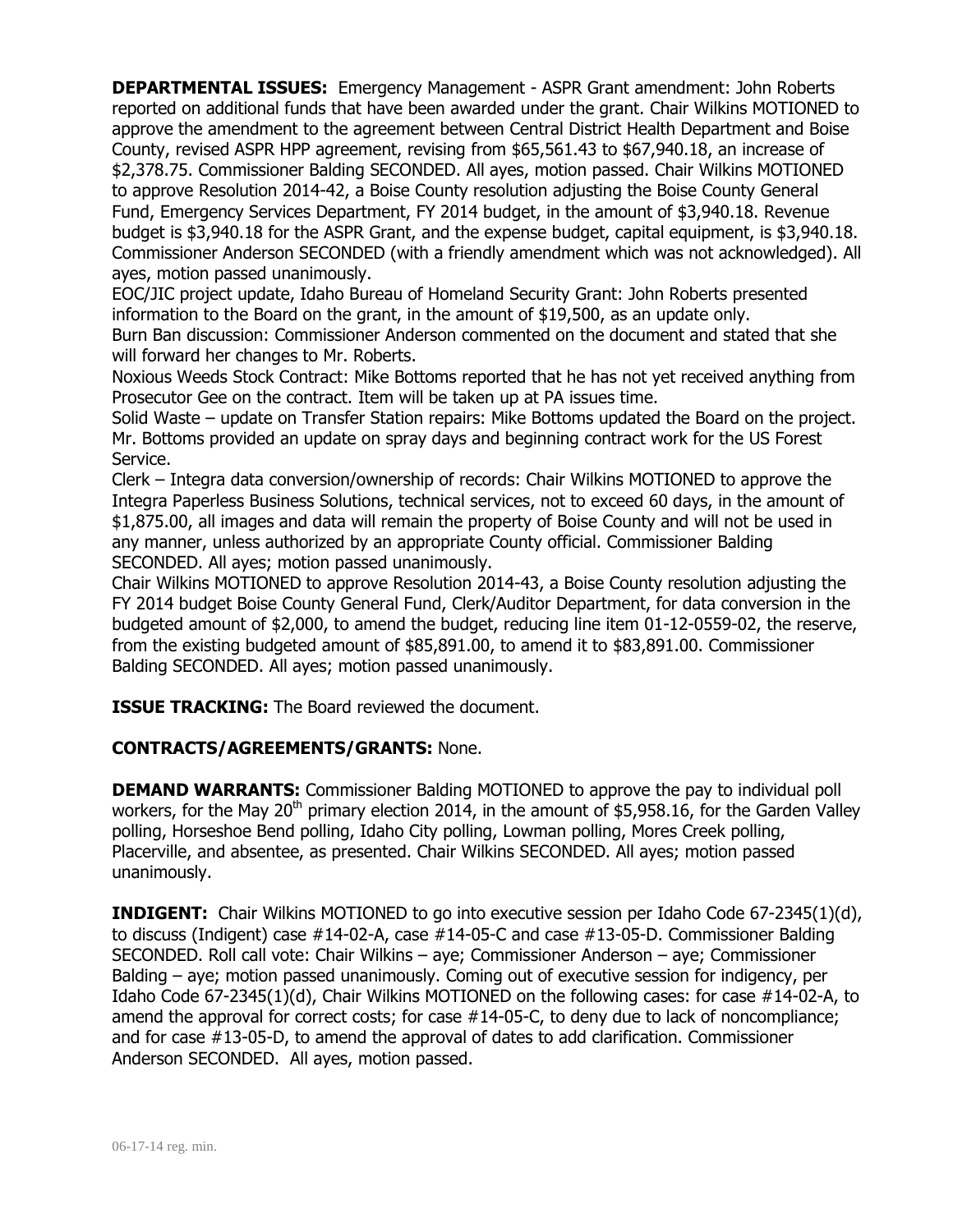**DEPARTMENTAL ISSUES:** Emergency Management - ASPR Grant amendment: John Roberts reported on additional funds that have been awarded under the grant. Chair Wilkins MOTIONED to approve the amendment to the agreement between Central District Health Department and Boise County, revised ASPR HPP agreement, revising from $65,561.43 to $67,940.18, an increase of $2,378.75. Commissioner Balding SECONDED. All ayes, motion passed. Chair Wilkins MOTIONED to approve Resolution 2014-42, a Boise County resolution adjusting the Boise County General Fund, Emergency Services Department, FY 2014 budget, in the amount of $3,940.18. Revenue budget is $3,940.18 for the ASPR Grant, and the expense budget, capital equipment, is $3,940.18. Commissioner Anderson SECONDED (with a friendly amendment which was not acknowledged). All ayes, motion passed unanimously.

EOC/JIC project update, Idaho Bureau of Homeland Security Grant: John Roberts presented information to the Board on the grant, in the amount of $19,500, as an update only.

Burn Ban discussion: Commissioner Anderson commented on the document and stated that she will forward her changes to Mr. Roberts.

Noxious Weeds Stock Contract: Mike Bottoms reported that he has not yet received anything from Prosecutor Gee on the contract. Item will be taken up at PA issues time.

Solid Waste – update on Transfer Station repairs: Mike Bottoms updated the Board on the project. Mr. Bottoms provided an update on spray days and beginning contract work for the US Forest Service.

Clerk – Integra data conversion/ownership of records: Chair Wilkins MOTIONED to approve the Integra Paperless Business Solutions, technical services, not to exceed 60 days, in the amount of $1,875.00, all images and data will remain the property of Boise County and will not be used in any manner, unless authorized by an appropriate County official. Commissioner Balding SECONDED. All ayes; motion passed unanimously.

Chair Wilkins MOTIONED to approve Resolution 2014-43, a Boise County resolution adjusting the FY 2014 budget Boise County General Fund, Clerk/Auditor Department, for data conversion in the budgeted amount of $2,000, to amend the budget, reducing line item 01-12-0559-02, the reserve, from the existing budgeted amount of $85,891.00, to amend it to $83,891.00. Commissioner Balding SECONDED. All ayes; motion passed unanimously.

**ISSUE TRACKING:** The Board reviewed the document.

**CONTRACTS/AGREEMENTS/GRANTS:** None.

**DEMAND WARRANTS:** Commissioner Balding MOTIONED to approve the pay to individual poll workers, for the May 20th primary election 2014, in the amount of $5,958.16, for the Garden Valley polling, Horseshoe Bend polling, Idaho City polling, Lowman polling, Mores Creek polling, Placerville, and absentee, as presented. Chair Wilkins SECONDED. All ayes; motion passed unanimously.

**INDIGENT:** Chair Wilkins MOTIONED to go into executive session per Idaho Code 67-2345(1)(d), to discuss (Indigent) case #14-02-A, case #14-05-C and case #13-05-D. Commissioner Balding SECONDED. Roll call vote: Chair Wilkins – aye; Commissioner Anderson – aye; Commissioner Balding – aye; motion passed unanimously. Coming out of executive session for indigency, per Idaho Code 67-2345(1)(d), Chair Wilkins MOTIONED on the following cases: for case #14-02-A, to amend the approval for correct costs; for case #14-05-C, to deny due to lack of noncompliance; and for case #13-05-D, to amend the approval of dates to add clarification. Commissioner Anderson SECONDED. All ayes, motion passed.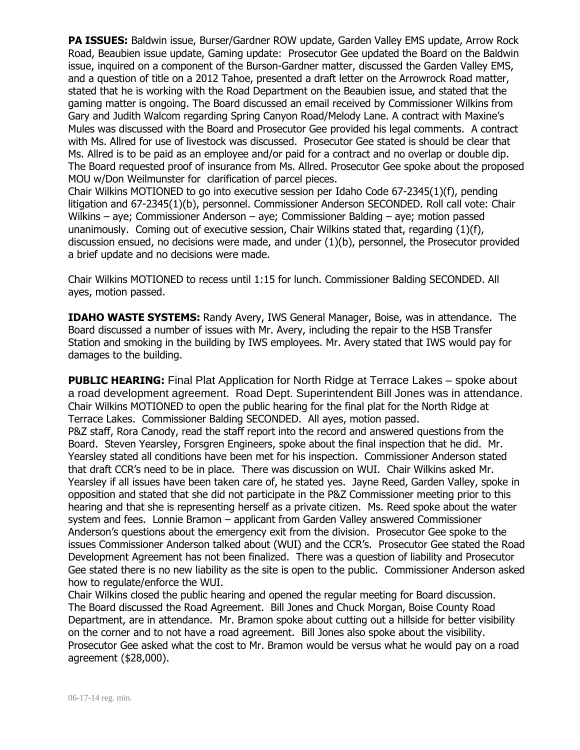**PA ISSUES:** Baldwin issue, Burser/Gardner ROW update, Garden Valley EMS update, Arrow Rock Road, Beaubien issue update, Gaming update: Prosecutor Gee updated the Board on the Baldwin issue, inquired on a component of the Burson-Gardner matter, discussed the Garden Valley EMS, and a question of title on a 2012 Tahoe, presented a draft letter on the Arrowrock Road matter, stated that he is working with the Road Department on the Beaubien issue, and stated that the gaming matter is ongoing. The Board discussed an email received by Commissioner Wilkins from Gary and Judith Walcom regarding Spring Canyon Road/Melody Lane. A contract with Maxine's Mules was discussed with the Board and Prosecutor Gee provided his legal comments. A contract with Ms. Allred for use of livestock was discussed. Prosecutor Gee stated is should be clear that Ms. Allred is to be paid as an employee and/or paid for a contract and no overlap or double dip. The Board requested proof of insurance from Ms. Allred. Prosecutor Gee spoke about the proposed MOU w/Don Weilmunster for clarification of parcel pieces.

Chair Wilkins MOTIONED to go into executive session per Idaho Code 67-2345(1)(f), pending litigation and 67-2345(1)(b), personnel. Commissioner Anderson SECONDED. Roll call vote: Chair Wilkins – aye; Commissioner Anderson – aye; Commissioner Balding – aye; motion passed unanimously. Coming out of executive session, Chair Wilkins stated that, regarding (1)(f), discussion ensued, no decisions were made, and under (1)(b), personnel, the Prosecutor provided a brief update and no decisions were made.

Chair Wilkins MOTIONED to recess until 1:15 for lunch. Commissioner Balding SECONDED. All ayes, motion passed.

**IDAHO WASTE SYSTEMS:** Randy Avery, IWS General Manager, Boise, was in attendance. The Board discussed a number of issues with Mr. Avery, including the repair to the HSB Transfer Station and smoking in the building by IWS employees. Mr. Avery stated that IWS would pay for damages to the building.

**PUBLIC HEARING:** Final Plat Application for North Ridge at Terrace Lakes – spoke about a road development agreement. Road Dept. Superintendent Bill Jones was in attendance. Chair Wilkins MOTIONED to open the public hearing for the final plat for the North Ridge at Terrace Lakes. Commissioner Balding SECONDED. All ayes, motion passed.

P&Z staff, Rora Canody, read the staff report into the record and answered questions from the Board. Steven Yearsley, Forsgren Engineers, spoke about the final inspection that he did. Mr. Yearsley stated all conditions have been met for his inspection. Commissioner Anderson stated that draft CCR's need to be in place. There was discussion on WUI. Chair Wilkins asked Mr. Yearsley if all issues have been taken care of, he stated yes. Jayne Reed, Garden Valley, spoke in opposition and stated that she did not participate in the P&Z Commissioner meeting prior to this hearing and that she is representing herself as a private citizen. Ms. Reed spoke about the water system and fees. Lonnie Bramon – applicant from Garden Valley answered Commissioner Anderson's questions about the emergency exit from the division. Prosecutor Gee spoke to the issues Commissioner Anderson talked about (WUI) and the CCR's. Prosecutor Gee stated the Road Development Agreement has not been finalized. There was a question of liability and Prosecutor Gee stated there is no new liability as the site is open to the public. Commissioner Anderson asked how to regulate/enforce the WUI.

Chair Wilkins closed the public hearing and opened the regular meeting for Board discussion. The Board discussed the Road Agreement. Bill Jones and Chuck Morgan, Boise County Road Department, are in attendance. Mr. Bramon spoke about cutting out a hillside for better visibility on the corner and to not have a road agreement. Bill Jones also spoke about the visibility. Prosecutor Gee asked what the cost to Mr. Bramon would be versus what he would pay on a road agreement ($28,000).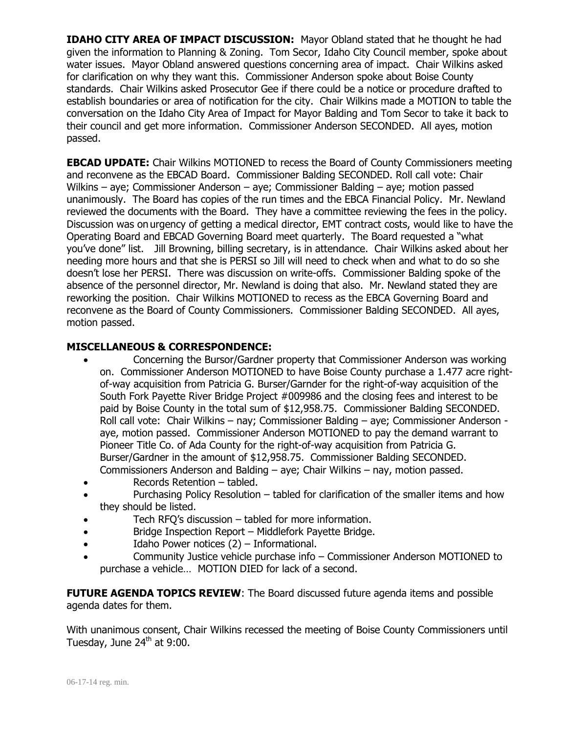**IDAHO CITY AREA OF IMPACT DISCUSSION:** Mayor Obland stated that he thought he had given the information to Planning & Zoning. Tom Secor, Idaho City Council member, spoke about water issues. Mayor Obland answered questions concerning area of impact. Chair Wilkins asked for clarification on why they want this. Commissioner Anderson spoke about Boise County standards. Chair Wilkins asked Prosecutor Gee if there could be a notice or procedure drafted to establish boundaries or area of notification for the city. Chair Wilkins made a MOTION to table the conversation on the Idaho City Area of Impact for Mayor Balding and Tom Secor to take it back to their council and get more information. Commissioner Anderson SECONDED. All ayes, motion passed.

**EBCAD UPDATE:** Chair Wilkins MOTIONED to recess the Board of County Commissioners meeting and reconvene as the EBCAD Board. Commissioner Balding SECONDED. Roll call vote: Chair Wilkins – aye; Commissioner Anderson – aye; Commissioner Balding – aye; motion passed unanimously. The Board has copies of the run times and the EBCA Financial Policy. Mr. Newland reviewed the documents with the Board. They have a committee reviewing the fees in the policy. Discussion was on urgency of getting a medical director, EMT contract costs, would like to have the Operating Board and EBCAD Governing Board meet quarterly. The Board requested a "what you've done" list. Jill Browning, billing secretary, is in attendance. Chair Wilkins asked about her needing more hours and that she is PERSI so Jill will need to check when and what to do so she doesn't lose her PERSI. There was discussion on write-offs. Commissioner Balding spoke of the absence of the personnel director, Mr. Newland is doing that also. Mr. Newland stated they are reworking the position. Chair Wilkins MOTIONED to recess as the EBCA Governing Board and reconvene as the Board of County Commissioners. Commissioner Balding SECONDED. All ayes, motion passed.

**MISCELLANEOUS & CORRESPONDENCE:**

- Concerning the Bursor/Gardner property that Commissioner Anderson was working on. Commissioner Anderson MOTIONED to have Boise County purchase a 1.477 acre right-of-way acquisition from Patricia G. Burser/Garnder for the right-of-way acquisition of the South Fork Payette River Bridge Project #009986 and the closing fees and interest to be paid by Boise County in the total sum of $12,958.75. Commissioner Balding SECONDED. Roll call vote: Chair Wilkins – nay; Commissioner Balding – aye; Commissioner Anderson - aye, motion passed. Commissioner Anderson MOTIONED to pay the demand warrant to Pioneer Title Co. of Ada County for the right-of-way acquisition from Patricia G. Burser/Gardner in the amount of $12,958.75. Commissioner Balding SECONDED. Commissioners Anderson and Balding – aye; Chair Wilkins – nay, motion passed.
- Records Retention – tabled.
- Purchasing Policy Resolution – tabled for clarification of the smaller items and how they should be listed.
- Tech RFQ's discussion – tabled for more information.
- Bridge Inspection Report – Middlefork Payette Bridge.
- Idaho Power notices (2) – Informational.
- Community Justice vehicle purchase info – Commissioner Anderson MOTIONED to purchase a vehicle… MOTION DIED for lack of a second.

**FUTURE AGENDA TOPICS REVIEW**: The Board discussed future agenda items and possible agenda dates for them.

With unanimous consent, Chair Wilkins recessed the meeting of Boise County Commissioners until Tuesday, June 24th at 9:00.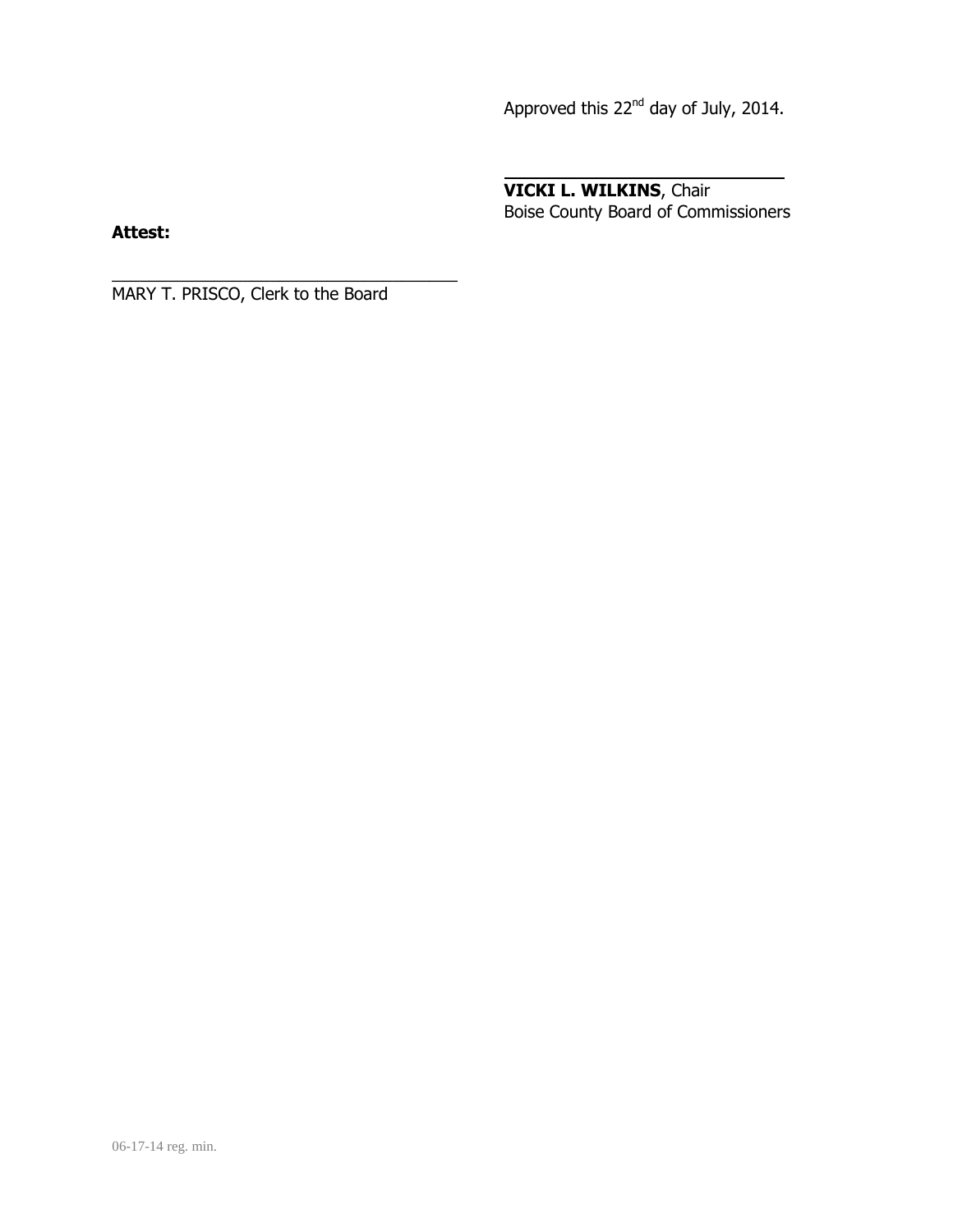Approved this 22nd day of July, 2014.

______________________________

**VICKI L. WILKINS**, Chair
Boise County Board of Commissioners

**Attest:**

______________________________

MARY T. PRISCO, Clerk to the Board

06-17-14 reg. min.